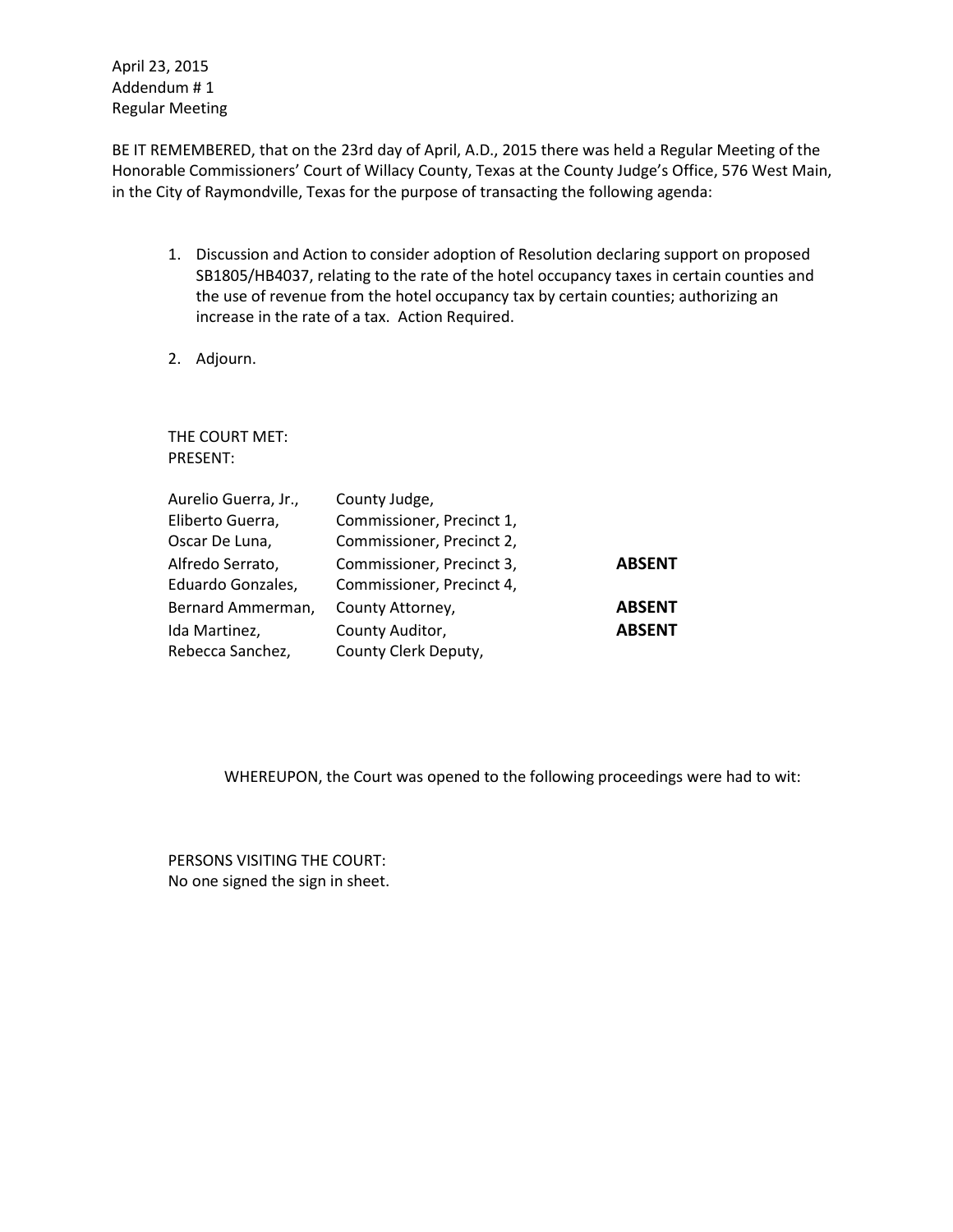April 23, 2015
Addendum # 1
Regular Meeting

BE IT REMEMBERED, that on the 23rd day of April, A.D., 2015 there was held a Regular Meeting of the Honorable Commissioners' Court of Willacy County, Texas at the County Judge's Office, 576 West Main, in the City of Raymondville, Texas for the purpose of transacting the following agenda:

1. Discussion and Action to consider adoption of Resolution declaring support on proposed SB1805/HB4037, relating to the rate of the hotel occupancy taxes in certain counties and the use of revenue from the hotel occupancy tax by certain counties; authorizing an increase in the rate of a tax. Action Required.

2. Adjourn.

THE COURT MET:
PRESENT:

| | | |
|---|---|---|
| Aurelio Guerra, Jr., | County Judge, | |
| Eliberto Guerra, | Commissioner, Precinct 1, | |
| Oscar De Luna, | Commissioner, Precinct 2, | |
| Alfredo Serrato, | Commissioner, Precinct 3, | **ABSENT** |
| Eduardo Gonzales, | Commissioner, Precinct 4, | |
| Bernard Ammerman, | County Attorney, | **ABSENT** |
| Ida Martinez, | County Auditor, | **ABSENT** |
| Rebecca Sanchez, | County Clerk Deputy, | |

WHEREUPON, the Court was opened to the following proceedings were had to wit:

PERSONS VISITING THE COURT:
No one signed the sign in sheet.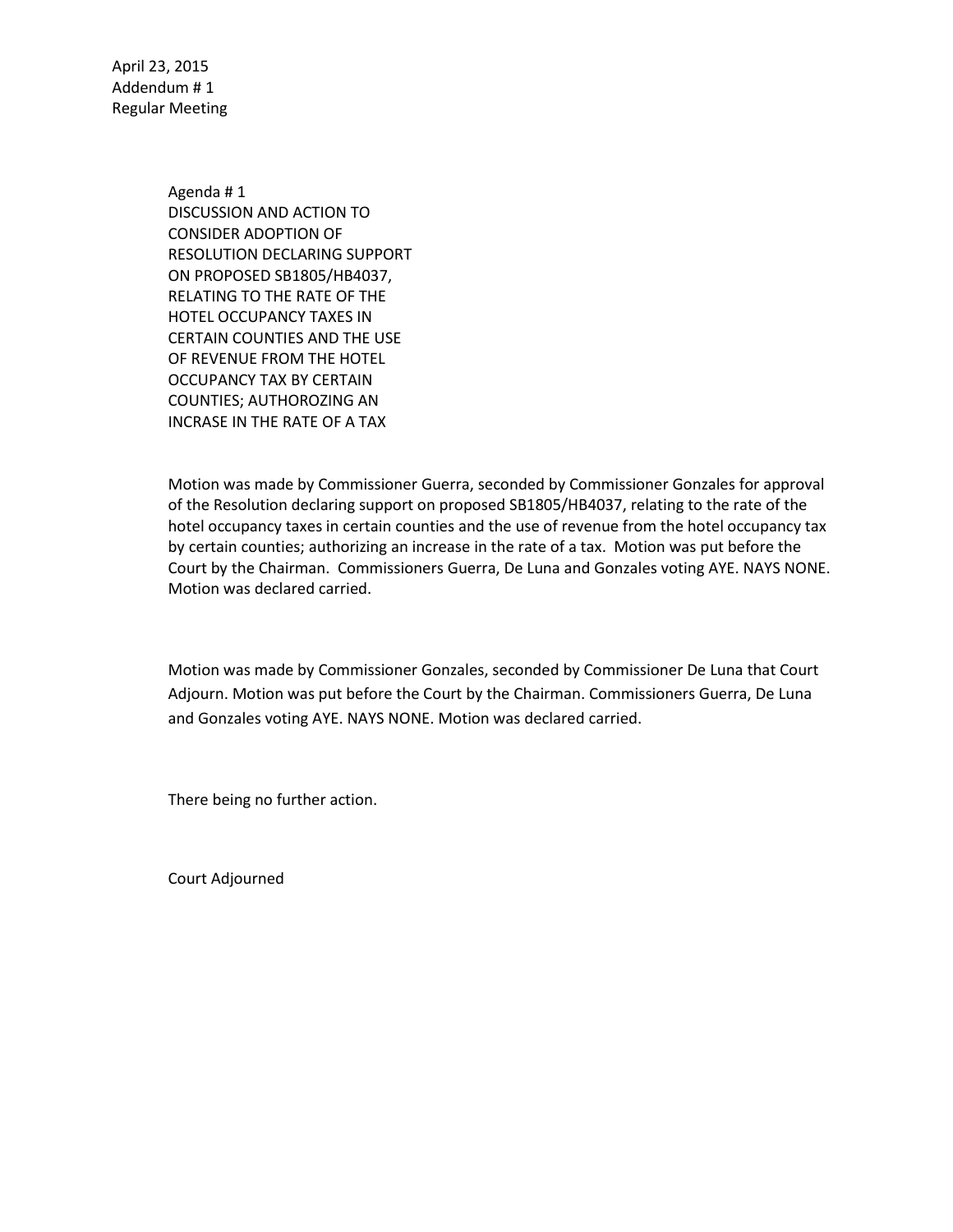April 23, 2015
Addendum # 1
Regular Meeting

Agenda # 1
DISCUSSION AND ACTION TO CONSIDER ADOPTION OF RESOLUTION DECLARING SUPPORT ON PROPOSED SB1805/HB4037, RELATING TO THE RATE OF THE HOTEL OCCUPANCY TAXES IN CERTAIN COUNTIES AND THE USE OF REVENUE FROM THE HOTEL OCCUPANCY TAX BY CERTAIN COUNTIES; AUTHOROZING AN INCRASE IN THE RATE OF A TAX

Motion was made by Commissioner Guerra, seconded by Commissioner Gonzales for approval of the Resolution declaring support on proposed SB1805/HB4037, relating to the rate of the hotel occupancy taxes in certain counties and the use of revenue from the hotel occupancy tax by certain counties; authorizing an increase in the rate of a tax. Motion was put before the Court by the Chairman. Commissioners Guerra, De Luna and Gonzales voting AYE. NAYS NONE. Motion was declared carried.

Motion was made by Commissioner Gonzales, seconded by Commissioner De Luna that Court Adjourn. Motion was put before the Court by the Chairman. Commissioners Guerra, De Luna and Gonzales voting AYE. NAYS NONE. Motion was declared carried.

There being no further action.

Court Adjourned